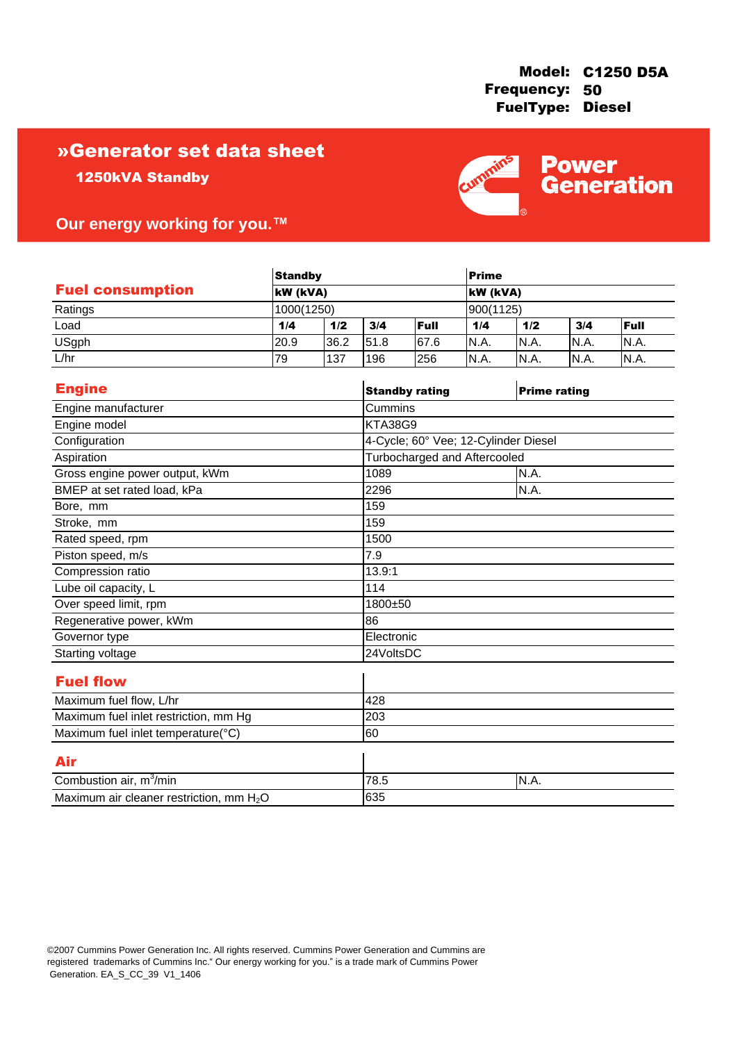**Model:** C1250 D5A
**Frequency:** 50
**FuelType:** Diesel

# »Generator set data sheet

## 1250kVA Standby

Cummins Power Generation

Our energy working for you.™

## Fuel consumption

| | Standby | | | | Prime | | | |
|---|---|---|---|---|---|---|---|---|
| | kW (kVA) | | | | kW (kVA) | | | |
| Ratings | 1000(1250) | | | | 900(1125) | | | |
| Load | 1/4 | 1/2 | 3/4 | Full | 1/4 | 1/2 | 3/4 | Full |
| USgph | 20.9 | 36.2 | 51.8 | 67.6 | N.A. | N.A. | N.A. | N.A. |
| L/hr | 79 | 137 | 196 | 256 | N.A. | N.A. | N.A. | N.A. |

## Engine

| | Standby rating | Prime rating |
|---|---|---|
| Engine manufacturer | Cummins | |
| Engine model | KTA38G9 | |
| Configuration | 4-Cycle; 60° Vee; 12-Cylinder Diesel | |
| Aspiration | Turbocharged and Aftercooled | |
| Gross engine power output, kWm | 1089 | N.A. |
| BMEP at set rated load, kPa | 2296 | N.A. |
| Bore, mm | 159 | |
| Stroke, mm | 159 | |
| Rated speed, rpm | 1500 | |
| Piston speed, m/s | 7.9 | |
| Compression ratio | 13.9:1 | |
| Lube oil capacity, L | 114 | |
| Over speed limit, rpm | 1800±50 | |
| Regenerative power, kWm | 86 | |
| Governor type | Electronic | |
| Starting voltage | 24VoltsDC | |

## Fuel flow

| | |
|---|---|
| Maximum fuel flow, L/hr | 428 |
| Maximum fuel inlet restriction, mm Hg | 203 |
| Maximum fuel inlet temperature(°C) | 60 |

## Air

| | | |
|---|---|---|
| Combustion air, $m^3$/min | 78.5 | N.A. |
| Maximum air cleaner restriction, mm $H_2O$ | 635 | |

©2007 Cummins Power Generation Inc. All rights reserved. Cummins Power Generation and Cummins are registered trademarks of Cummins Inc." Our energy working for you." is a trade mark of Cummins Power Generation. EA_S_CC_39 V1_1406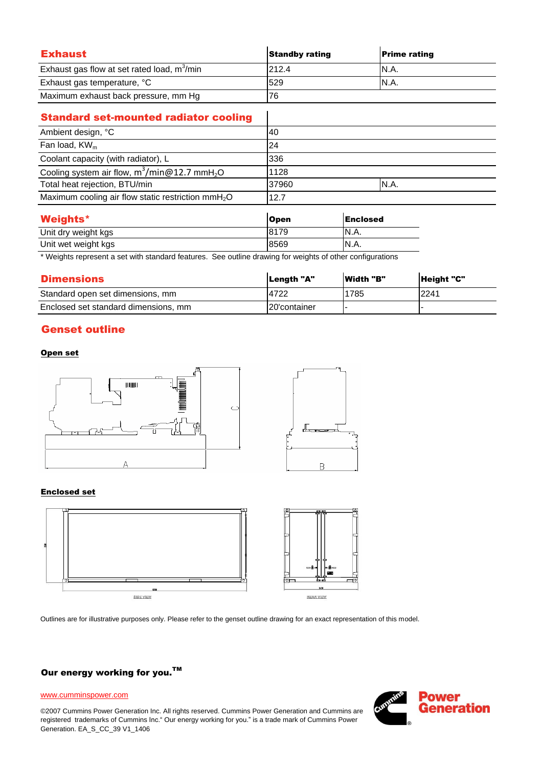## Exhaust

| Exhaust | Standby rating | Prime rating |
|---|---|---|
| Exhaust gas flow at set rated load, $m^3$/min | 212.4 | N.A. |
| Exhaust gas temperature, °C | 529 | N.A. |
| Maximum exhaust back pressure, mm Hg | 76 | |

## Standard set-mounted radiator cooling

| Standard set-mounted radiator cooling | | |
|---|---|---|
| Ambient design, °C | 40 | |
| Fan load, $KW_m$ | 24 | |
| Coolant capacity (with radiator), L | 336 | |
| Cooling system air flow, $m^3$/min@12.7 $mmH_2O$ | 1128 | |
| Total heat rejection, BTU/min | 37960 | N.A. |
| Maximum cooling air flow static restriction $mmH_2O$ | 12.7 | |

## Weights*

| Weights* | Open | Enclosed |
|---|---|---|
| Unit dry weight kgs | 8179 | N.A. |
| Unit wet weight kgs | 8569 | N.A. |

* Weights represent a set with standard features. See outline drawing for weights of other configurations

## Dimensions

| Dimensions | Length "A" | Width "B" | Height "C" |
|---|---|---|---|
| Standard open set dimensions, mm | 4722 | 1785 | 2241 |
| Enclosed set standard dimensions, mm | 20'container | - | - |

## Genset outline

**Open set**

**Enclosed set**

Outlines are for illustrative purposes only. Please refer to the genset outline drawing for an exact representation of this model.

**Our energy working for you.™**

www.cumminspower.com

©2007 Cummins Power Generation Inc. All rights reserved. Cummins Power Generation and Cummins are registered trademarks of Cummins Inc." Our energy working for you." is a trade mark of Cummins Power Generation. EA_S_CC_39 V1_1406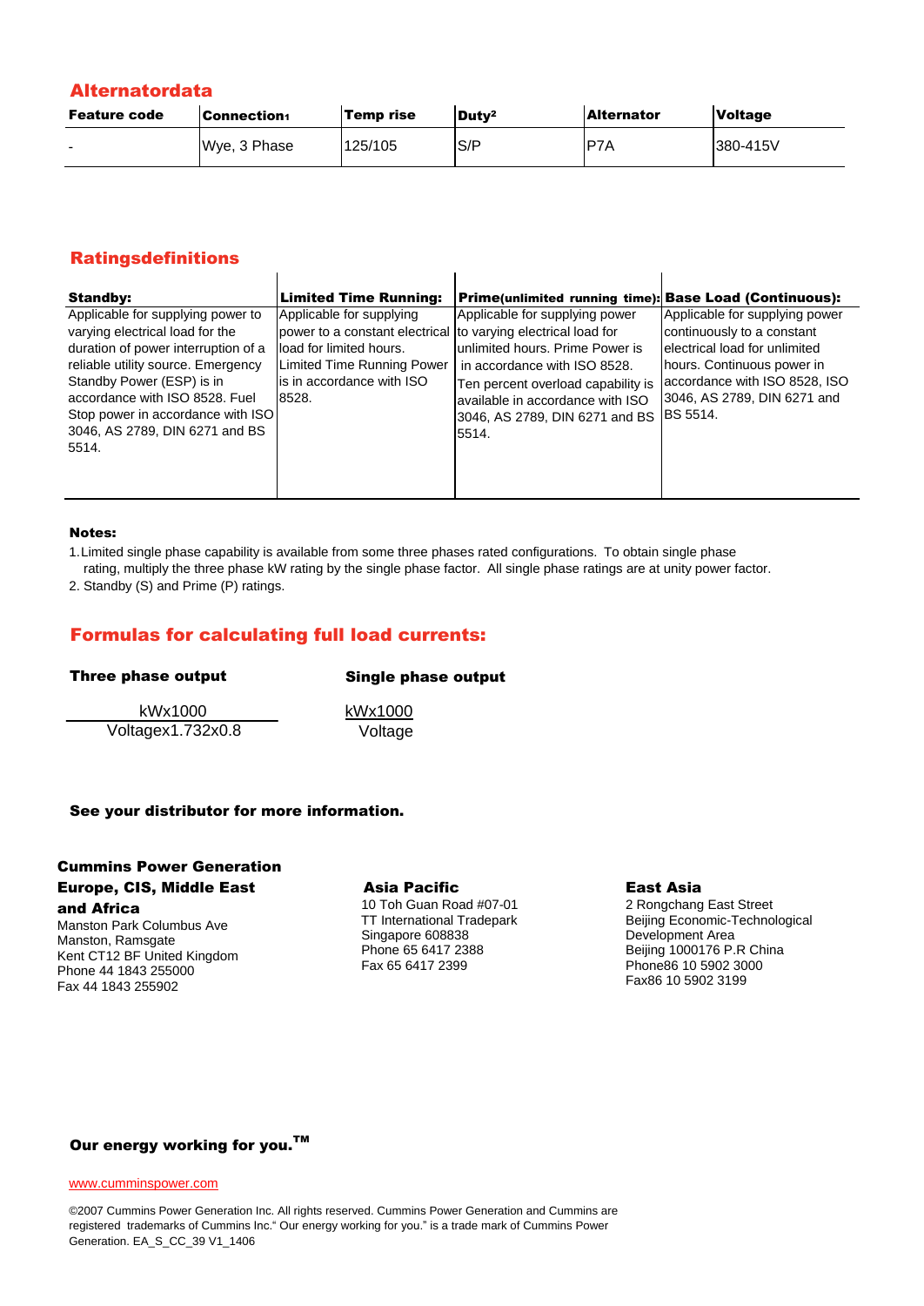## Alternatordata

| Feature code | Connection[1] | Temp rise | Duty[2] | Alternator | Voltage |
|---|---|---|---|---|---|
| - | Wye, 3 Phase | 125/105 | S/P | P7A | 380-415V |

## Ratingsdefinitions

| Standby: | Limited Time Running: | Prime(unlimited running time): | Base Load (Continuous): |
|---|---|---|---|
| Applicable for supplying power to varying electrical load for the duration of power interruption of a reliable utility source. Emergency Standby Power (ESP) is in accordance with ISO 8528. Fuel Stop power in accordance with ISO 3046, AS 2789, DIN 6271 and BS 5514. | Applicable for supplying power to a constant electrical load for limited hours. Limited Time Running Power is in accordance with ISO 8528. | Applicable for supplying power to varying electrical load for unlimited hours. Prime Power is in accordance with ISO 8528. Ten percent overload capability is available in accordance with ISO 3046, AS 2789, DIN 6271 and BS 5514. | Applicable for supplying power continuously to a constant electrical load for unlimited hours. Continuous power in accordance with ISO 8528, ISO 3046, AS 2789, DIN 6271 and BS 5514. |

**Notes:**

1. Limited single phase capability is available from some three phases rated configurations. To obtain single phase rating, multiply the three phase kW rating by the single phase factor. All single phase ratings are at unity power factor.
2. Standby (S) and Prime (P) ratings.

## Formulas for calculating full load currents:

**Three phase output**

$$\frac{kW \times 1000}{Voltage \times 1.732 \times 0.8}$$

**Single phase output**

$$\frac{kW \times 1000}{Voltage}$$

**See your distributor for more information.**

**Cummins Power Generation Europe, CIS, Middle East and Africa**
Manston Park Columbus Ave
Manston, Ramsgate
Kent CT12 8BF United Kingdom
Phone 44 1843 255000
Fax 44 1843 255902

**Asia Pacific**
10 Toh Guan Road #07-01
TT International Tradepark
Singapore 608838
Phone 65 6417 2388
Fax 65 6417 2399

**East Asia**
2 Rongchang East Street
Beijing Economic-Technological Development Area
Beijing 1000176 P.R China
Phone86 10 5902 3000
Fax86 10 5902 3199

**Our energy working for you.™**

www.cumminspower.com

©2007 Cummins Power Generation Inc. All rights reserved. Cummins Power Generation and Cummins are registered trademarks of Cummins Inc.“ Our energy working for you.” is a trade mark of Cummins Power Generation. EA_S_CC_39 V1_1406